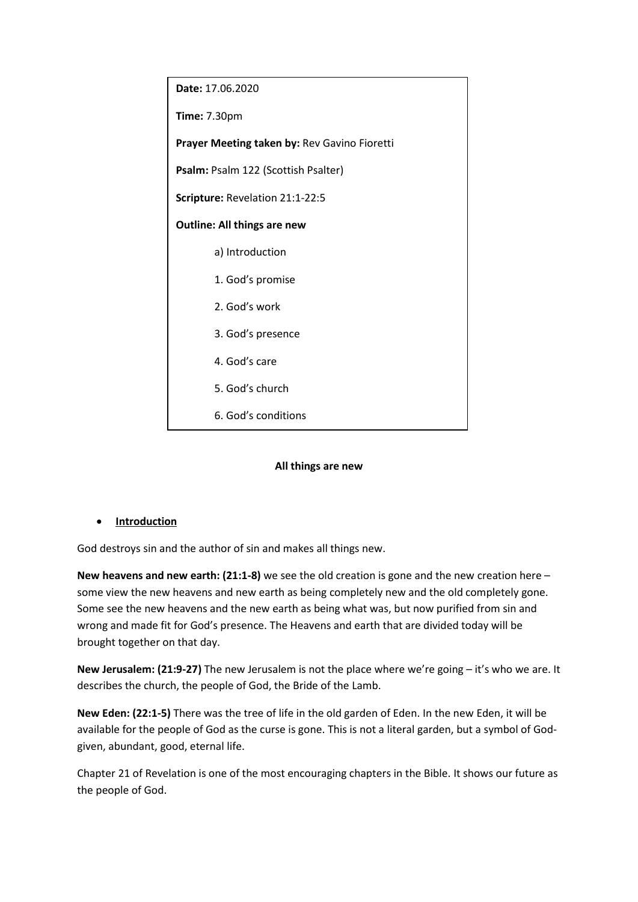**Date:** 17.06.2020

**Time:** 7.30pm

**Prayer Meeting taken by:** Rev Gavino Fioretti

**Psalm:** Psalm 122 (Scottish Psalter)

**Scripture:** Revelation 21:1-22:5

**Outline: All things are new**

a) Introduction

1. God's promise
2. God's work
3. God's presence
4. God's care
5. God's church
6. God's conditions

## All things are new

- **Introduction**

God destroys sin and the author of sin and makes all things new.

**New heavens and new earth: (21:1-8)** we see the old creation is gone and the new creation here – some view the new heavens and new earth as being completely new and the old completely gone. Some see the new heavens and the new earth as being what was, but now purified from sin and wrong and made fit for God's presence. The Heavens and earth that are divided today will be brought together on that day.

**New Jerusalem: (21:9-27)** The new Jerusalem is not the place where we're going – it's who we are. It describes the church, the people of God, the Bride of the Lamb.

**New Eden: (22:1-5)** There was the tree of life in the old garden of Eden. In the new Eden, it will be available for the people of God as the curse is gone. This is not a literal garden, but a symbol of God-given, abundant, good, eternal life.

Chapter 21 of Revelation is one of the most encouraging chapters in the Bible. It shows our future as the people of God.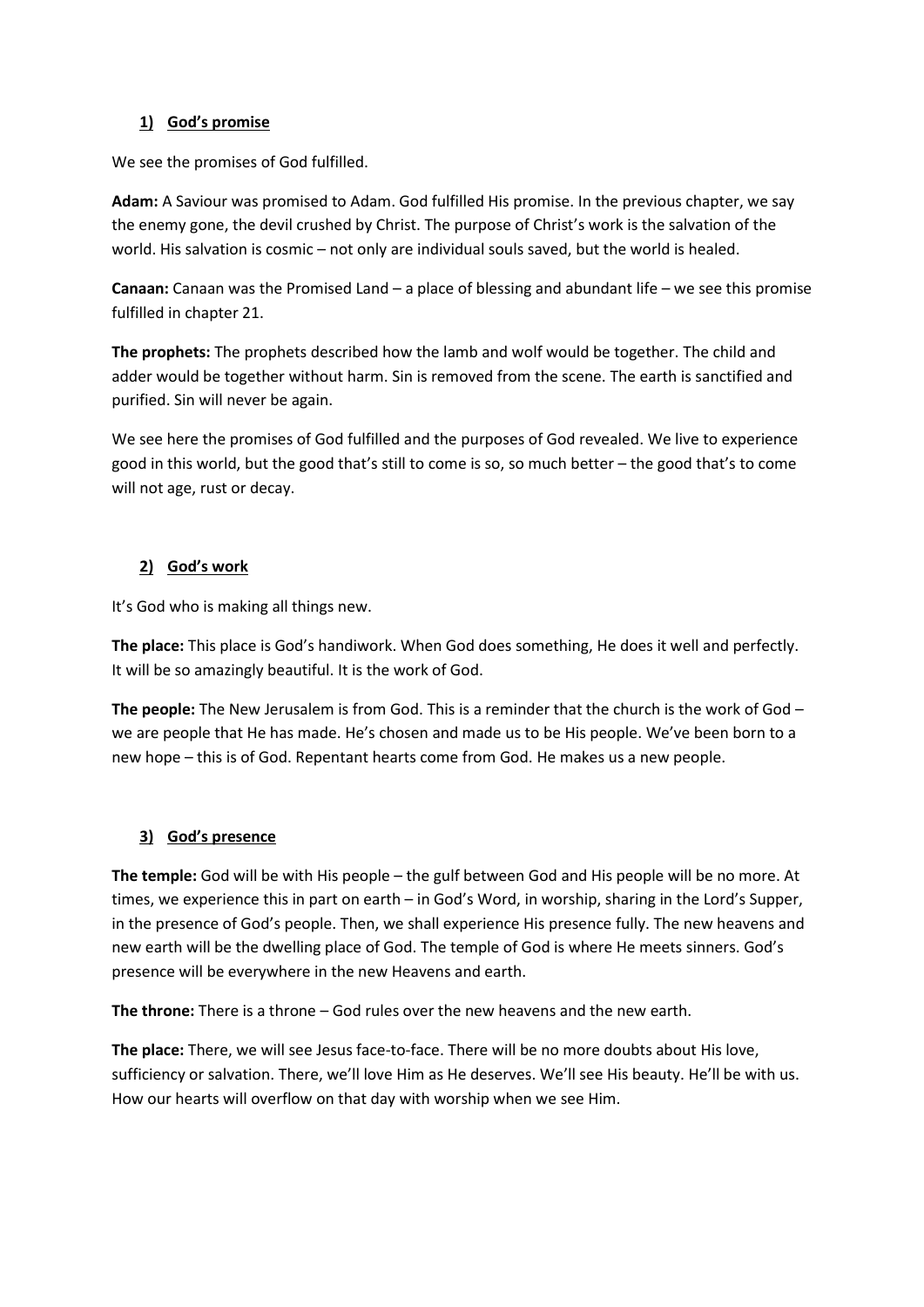## 1) God's promise

We see the promises of God fulfilled.

**Adam:** A Saviour was promised to Adam. God fulfilled His promise. In the previous chapter, we say the enemy gone, the devil crushed by Christ. The purpose of Christ's work is the salvation of the world. His salvation is cosmic – not only are individual souls saved, but the world is healed.

**Canaan:** Canaan was the Promised Land – a place of blessing and abundant life – we see this promise fulfilled in chapter 21.

**The prophets:** The prophets described how the lamb and wolf would be together. The child and adder would be together without harm. Sin is removed from the scene. The earth is sanctified and purified. Sin will never be again.

We see here the promises of God fulfilled and the purposes of God revealed. We live to experience good in this world, but the good that's still to come is so, so much better – the good that's to come will not age, rust or decay.

## 2) God's work

It's God who is making all things new.

**The place:** This place is God's handiwork. When God does something, He does it well and perfectly. It will be so amazingly beautiful. It is the work of God.

**The people:** The New Jerusalem is from God. This is a reminder that the church is the work of God – we are people that He has made. He's chosen and made us to be His people. We've been born to a new hope – this is of God. Repentant hearts come from God. He makes us a new people.

## 3) God's presence

**The temple:** God will be with His people – the gulf between God and His people will be no more. At times, we experience this in part on earth – in God's Word, in worship, sharing in the Lord's Supper, in the presence of God's people. Then, we shall experience His presence fully. The new heavens and new earth will be the dwelling place of God. The temple of God is where He meets sinners. God's presence will be everywhere in the new Heavens and earth.

**The throne:** There is a throne – God rules over the new heavens and the new earth.

**The place:** There, we will see Jesus face-to-face. There will be no more doubts about His love, sufficiency or salvation. There, we'll love Him as He deserves. We'll see His beauty. He'll be with us. How our hearts will overflow on that day with worship when we see Him.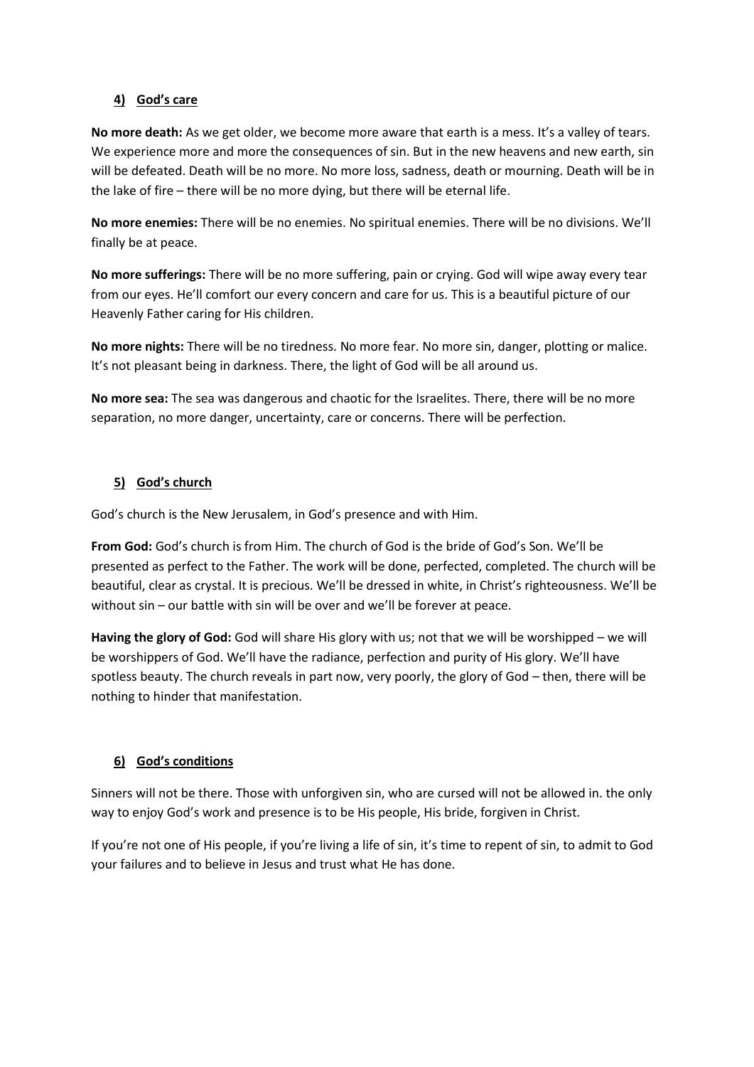## 4) God's care

**No more death:** As we get older, we become more aware that earth is a mess. It's a valley of tears. We experience more and more the consequences of sin. But in the new heavens and new earth, sin will be defeated. Death will be no more. No more loss, sadness, death or mourning. Death will be in the lake of fire – there will be no more dying, but there will be eternal life.

**No more enemies:** There will be no enemies. No spiritual enemies. There will be no divisions. We'll finally be at peace.

**No more sufferings:** There will be no more suffering, pain or crying. God will wipe away every tear from our eyes. He'll comfort our every concern and care for us. This is a beautiful picture of our Heavenly Father caring for His children.

**No more nights:** There will be no tiredness. No more fear. No more sin, danger, plotting or malice. It's not pleasant being in darkness. There, the light of God will be all around us.

**No more sea:** The sea was dangerous and chaotic for the Israelites. There, there will be no more separation, no more danger, uncertainty, care or concerns. There will be perfection.

## 5) God's church

God's church is the New Jerusalem, in God's presence and with Him.

**From God:** God's church is from Him. The church of God is the bride of God's Son. We'll be presented as perfect to the Father. The work will be done, perfected, completed. The church will be beautiful, clear as crystal. It is precious. We'll be dressed in white, in Christ's righteousness. We'll be without sin – our battle with sin will be over and we'll be forever at peace.

**Having the glory of God:** God will share His glory with us; not that we will be worshipped – we will be worshippers of God. We'll have the radiance, perfection and purity of His glory. We'll have spotless beauty. The church reveals in part now, very poorly, the glory of God – then, there will be nothing to hinder that manifestation.

## 6) God's conditions

Sinners will not be there. Those with unforgiven sin, who are cursed will not be allowed in. the only way to enjoy God's work and presence is to be His people, His bride, forgiven in Christ.

If you're not one of His people, if you're living a life of sin, it's time to repent of sin, to admit to God your failures and to believe in Jesus and trust what He has done.